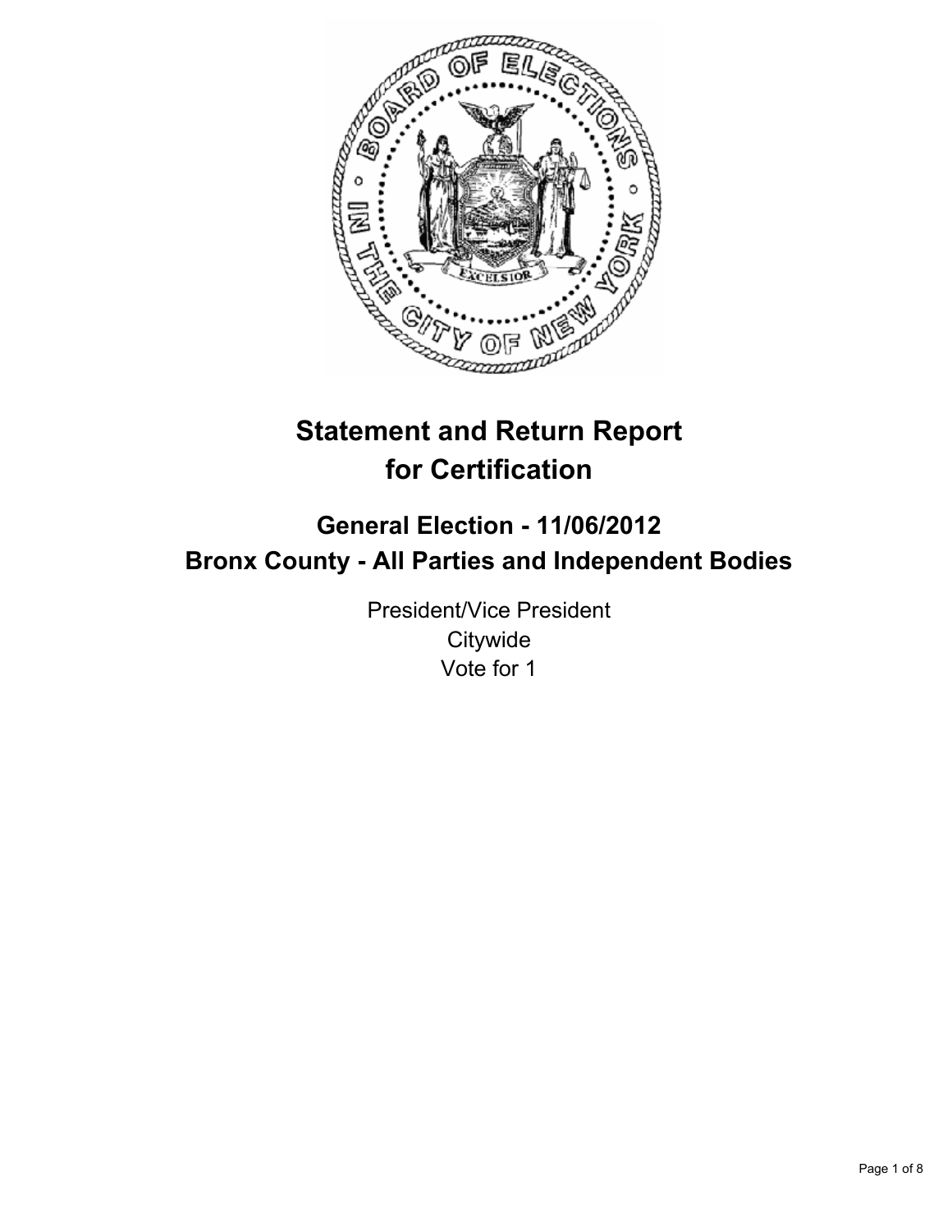# Statement and Return Report for Certification

## General Election - 11/06/2012
## Bronx County - All Parties and Independent Bodies

President/Vice President
Citywide
Vote for 1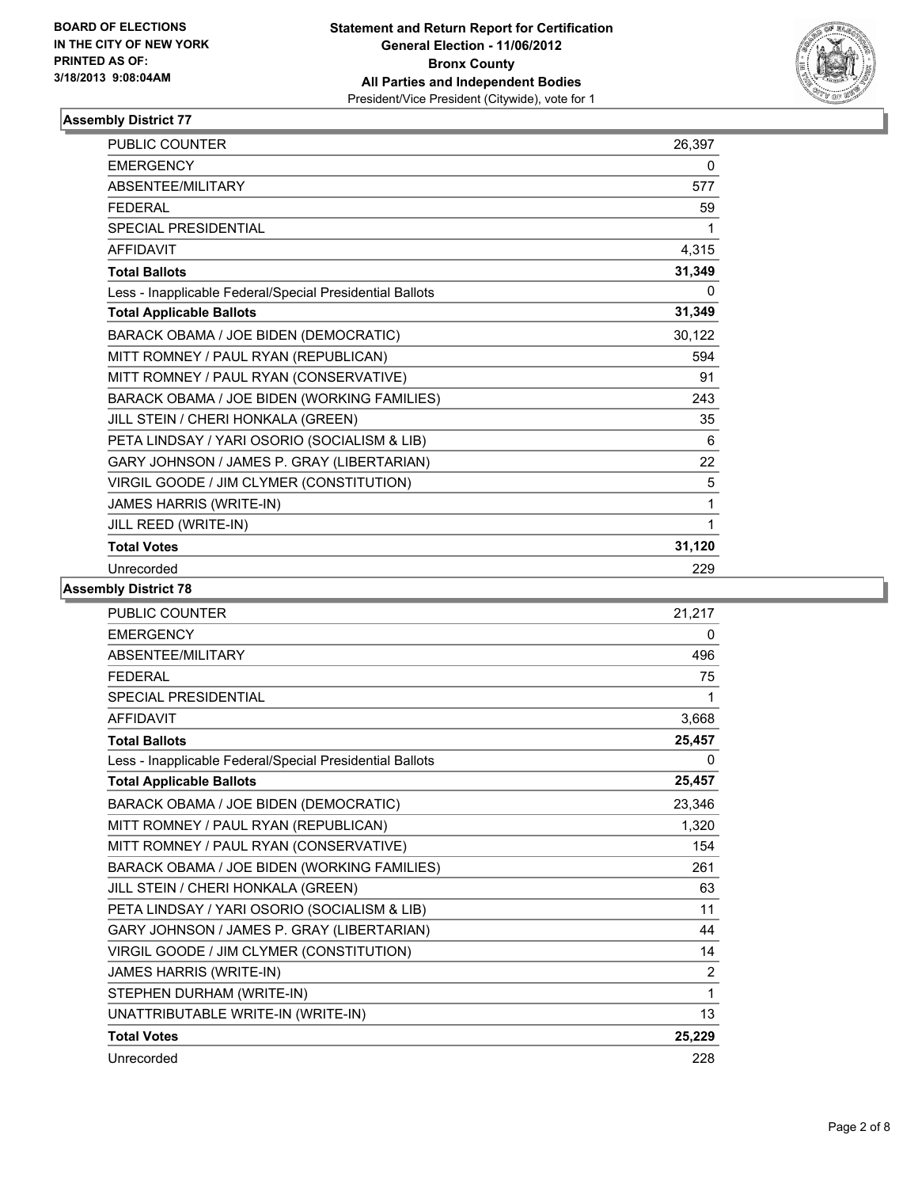BOARD OF ELECTIONS
IN THE CITY OF NEW YORK
PRINTED AS OF:
3/18/2013 9:08:04AM

**Statement and Return Report for Certification**
**General Election - 11/06/2012**
**Bronx County**
**All Parties and Independent Bodies**
President/Vice President (Citywide), vote for 1

### Assembly District 77

| | |
|---|---|
| PUBLIC COUNTER | 26,397 |
| EMERGENCY | 0 |
| ABSENTEE/MILITARY | 577 |
| FEDERAL | 59 |
| SPECIAL PRESIDENTIAL | 1 |
| AFFIDAVIT | 4,315 |
| **Total Ballots** | **31,349** |
| Less - Inapplicable Federal/Special Presidential Ballots | 0 |
| **Total Applicable Ballots** | **31,349** |
| BARACK OBAMA / JOE BIDEN (DEMOCRATIC) | 30,122 |
| MITT ROMNEY / PAUL RYAN (REPUBLICAN) | 594 |
| MITT ROMNEY / PAUL RYAN (CONSERVATIVE) | 91 |
| BARACK OBAMA / JOE BIDEN (WORKING FAMILIES) | 243 |
| JILL STEIN / CHERI HONKALA (GREEN) | 35 |
| PETA LINDSAY / YARI OSORIO (SOCIALISM & LIB) | 6 |
| GARY JOHNSON / JAMES P. GRAY (LIBERTARIAN) | 22 |
| VIRGIL GOODE / JIM CLYMER (CONSTITUTION) | 5 |
| JAMES HARRIS (WRITE-IN) | 1 |
| JILL REED (WRITE-IN) | 1 |
| **Total Votes** | **31,120** |
| Unrecorded | 229 |

### Assembly District 78

| | |
|---|---|
| PUBLIC COUNTER | 21,217 |
| EMERGENCY | 0 |
| ABSENTEE/MILITARY | 496 |
| FEDERAL | 75 |
| SPECIAL PRESIDENTIAL | 1 |
| AFFIDAVIT | 3,668 |
| **Total Ballots** | **25,457** |
| Less - Inapplicable Federal/Special Presidential Ballots | 0 |
| **Total Applicable Ballots** | **25,457** |
| BARACK OBAMA / JOE BIDEN (DEMOCRATIC) | 23,346 |
| MITT ROMNEY / PAUL RYAN (REPUBLICAN) | 1,320 |
| MITT ROMNEY / PAUL RYAN (CONSERVATIVE) | 154 |
| BARACK OBAMA / JOE BIDEN (WORKING FAMILIES) | 261 |
| JILL STEIN / CHERI HONKALA (GREEN) | 63 |
| PETA LINDSAY / YARI OSORIO (SOCIALISM & LIB) | 11 |
| GARY JOHNSON / JAMES P. GRAY (LIBERTARIAN) | 44 |
| VIRGIL GOODE / JIM CLYMER (CONSTITUTION) | 14 |
| JAMES HARRIS (WRITE-IN) | 2 |
| STEPHEN DURHAM (WRITE-IN) | 1 |
| UNATTRIBUTABLE WRITE-IN (WRITE-IN) | 13 |
| **Total Votes** | **25,229** |
| Unrecorded | 228 |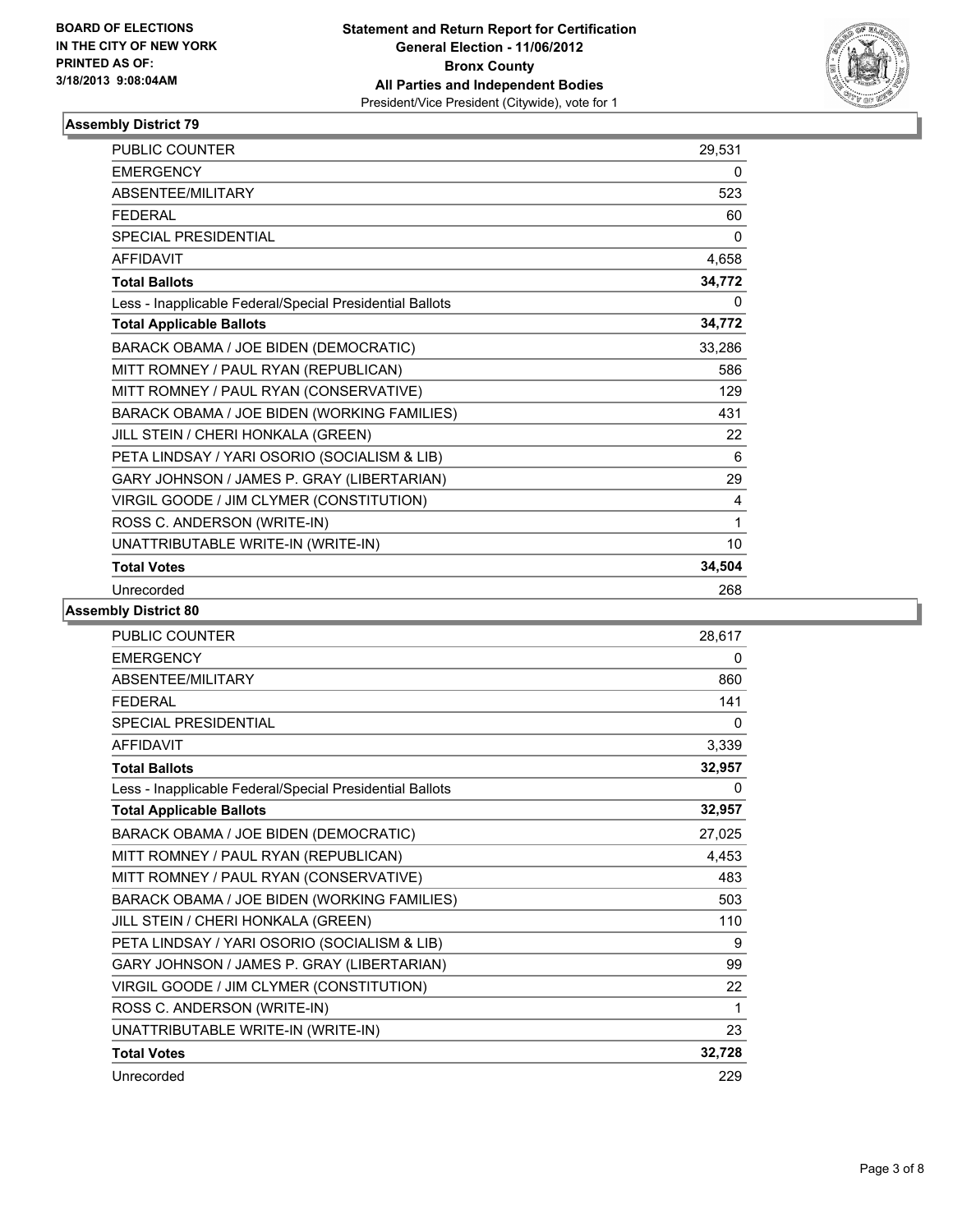BOARD OF ELECTIONS
IN THE CITY OF NEW YORK
PRINTED AS OF:
3/18/2013 9:08:04AM

**Statement and Return Report for Certification**
**General Election - 11/06/2012**
**Bronx County**
**All Parties and Independent Bodies**
President/Vice President (Citywide), vote for 1

## Assembly District 79

| | |
|---|---|
| PUBLIC COUNTER | 29,531 |
| EMERGENCY | 0 |
| ABSENTEE/MILITARY | 523 |
| FEDERAL | 60 |
| SPECIAL PRESIDENTIAL | 0 |
| AFFIDAVIT | 4,658 |
| **Total Ballots** | **34,772** |
| Less - Inapplicable Federal/Special Presidential Ballots | 0 |
| **Total Applicable Ballots** | **34,772** |
| BARACK OBAMA / JOE BIDEN (DEMOCRATIC) | 33,286 |
| MITT ROMNEY / PAUL RYAN (REPUBLICAN) | 586 |
| MITT ROMNEY / PAUL RYAN (CONSERVATIVE) | 129 |
| BARACK OBAMA / JOE BIDEN (WORKING FAMILIES) | 431 |
| JILL STEIN / CHERI HONKALA (GREEN) | 22 |
| PETA LINDSAY / YARI OSORIO (SOCIALISM & LIB) | 6 |
| GARY JOHNSON / JAMES P. GRAY (LIBERTARIAN) | 29 |
| VIRGIL GOODE / JIM CLYMER (CONSTITUTION) | 4 |
| ROSS C. ANDERSON (WRITE-IN) | 1 |
| UNATTRIBUTABLE WRITE-IN (WRITE-IN) | 10 |
| **Total Votes** | **34,504** |
| Unrecorded | 268 |

## Assembly District 80

| | |
|---|---|
| PUBLIC COUNTER | 28,617 |
| EMERGENCY | 0 |
| ABSENTEE/MILITARY | 860 |
| FEDERAL | 141 |
| SPECIAL PRESIDENTIAL | 0 |
| AFFIDAVIT | 3,339 |
| **Total Ballots** | **32,957** |
| Less - Inapplicable Federal/Special Presidential Ballots | 0 |
| **Total Applicable Ballots** | **32,957** |
| BARACK OBAMA / JOE BIDEN (DEMOCRATIC) | 27,025 |
| MITT ROMNEY / PAUL RYAN (REPUBLICAN) | 4,453 |
| MITT ROMNEY / PAUL RYAN (CONSERVATIVE) | 483 |
| BARACK OBAMA / JOE BIDEN (WORKING FAMILIES) | 503 |
| JILL STEIN / CHERI HONKALA (GREEN) | 110 |
| PETA LINDSAY / YARI OSORIO (SOCIALISM & LIB) | 9 |
| GARY JOHNSON / JAMES P. GRAY (LIBERTARIAN) | 99 |
| VIRGIL GOODE / JIM CLYMER (CONSTITUTION) | 22 |
| ROSS C. ANDERSON (WRITE-IN) | 1 |
| UNATTRIBUTABLE WRITE-IN (WRITE-IN) | 23 |
| **Total Votes** | **32,728** |
| Unrecorded | 229 |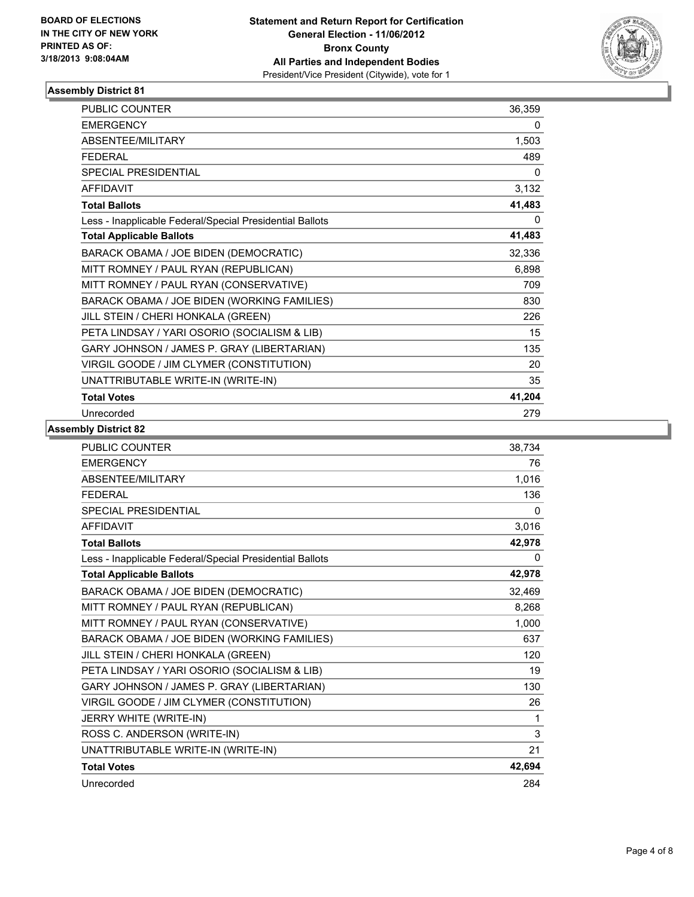BOARD OF ELECTIONS
IN THE CITY OF NEW YORK
PRINTED AS OF:
3/18/2013 9:08:04AM

**Statement and Return Report for Certification**
**General Election - 11/06/2012**
**Bronx County**
**All Parties and Independent Bodies**
President/Vice President (Citywide), vote for 1

## Assembly District 81

| | |
|---|---|
| PUBLIC COUNTER | 36,359 |
| EMERGENCY | 0 |
| ABSENTEE/MILITARY | 1,503 |
| FEDERAL | 489 |
| SPECIAL PRESIDENTIAL | 0 |
| AFFIDAVIT | 3,132 |
| **Total Ballots** | **41,483** |
| Less - Inapplicable Federal/Special Presidential Ballots | 0 |
| **Total Applicable Ballots** | **41,483** |
| BARACK OBAMA / JOE BIDEN (DEMOCRATIC) | 32,336 |
| MITT ROMNEY / PAUL RYAN (REPUBLICAN) | 6,898 |
| MITT ROMNEY / PAUL RYAN (CONSERVATIVE) | 709 |
| BARACK OBAMA / JOE BIDEN (WORKING FAMILIES) | 830 |
| JILL STEIN / CHERI HONKALA (GREEN) | 226 |
| PETA LINDSAY / YARI OSORIO (SOCIALISM & LIB) | 15 |
| GARY JOHNSON / JAMES P. GRAY (LIBERTARIAN) | 135 |
| VIRGIL GOODE / JIM CLYMER (CONSTITUTION) | 20 |
| UNATTRIBUTABLE WRITE-IN (WRITE-IN) | 35 |
| **Total Votes** | **41,204** |
| Unrecorded | 279 |

## Assembly District 82

| | |
|---|---|
| PUBLIC COUNTER | 38,734 |
| EMERGENCY | 76 |
| ABSENTEE/MILITARY | 1,016 |
| FEDERAL | 136 |
| SPECIAL PRESIDENTIAL | 0 |
| AFFIDAVIT | 3,016 |
| **Total Ballots** | **42,978** |
| Less - Inapplicable Federal/Special Presidential Ballots | 0 |
| **Total Applicable Ballots** | **42,978** |
| BARACK OBAMA / JOE BIDEN (DEMOCRATIC) | 32,469 |
| MITT ROMNEY / PAUL RYAN (REPUBLICAN) | 8,268 |
| MITT ROMNEY / PAUL RYAN (CONSERVATIVE) | 1,000 |
| BARACK OBAMA / JOE BIDEN (WORKING FAMILIES) | 637 |
| JILL STEIN / CHERI HONKALA (GREEN) | 120 |
| PETA LINDSAY / YARI OSORIO (SOCIALISM & LIB) | 19 |
| GARY JOHNSON / JAMES P. GRAY (LIBERTARIAN) | 130 |
| VIRGIL GOODE / JIM CLYMER (CONSTITUTION) | 26 |
| JERRY WHITE (WRITE-IN) | 1 |
| ROSS C. ANDERSON (WRITE-IN) | 3 |
| UNATTRIBUTABLE WRITE-IN (WRITE-IN) | 21 |
| **Total Votes** | **42,694** |
| Unrecorded | 284 |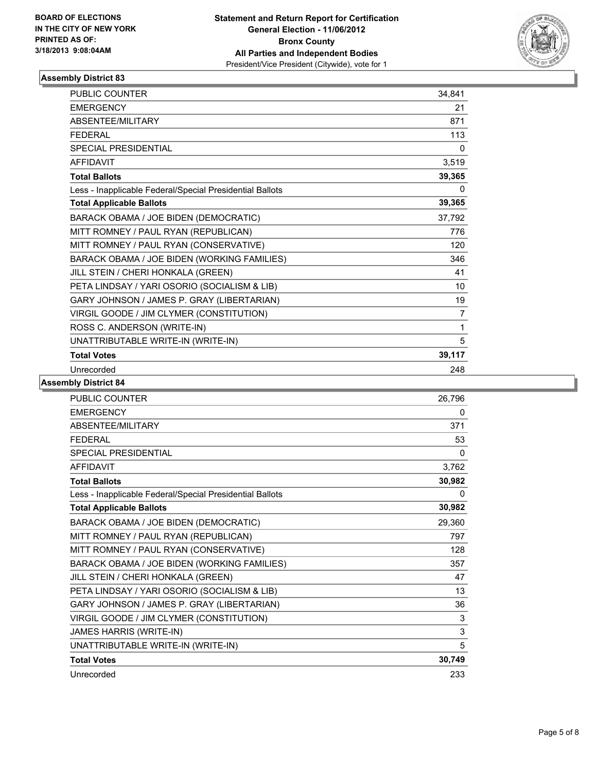**BOARD OF ELECTIONS IN THE CITY OF NEW YORK PRINTED AS OF: 3/18/2013 9:08:04AM**

**Statement and Return Report for Certification**
**General Election - 11/06/2012**
**Bronx County**
**All Parties and Independent Bodies**
President/Vice President (Citywide), vote for 1

### Assembly District 83

| | |
|---|---|
| PUBLIC COUNTER | 34,841 |
| EMERGENCY | 21 |
| ABSENTEE/MILITARY | 871 |
| FEDERAL | 113 |
| SPECIAL PRESIDENTIAL | 0 |
| AFFIDAVIT | 3,519 |
| **Total Ballots** | **39,365** |
| Less - Inapplicable Federal/Special Presidential Ballots | 0 |
| **Total Applicable Ballots** | **39,365** |
| BARACK OBAMA / JOE BIDEN (DEMOCRATIC) | 37,792 |
| MITT ROMNEY / PAUL RYAN (REPUBLICAN) | 776 |
| MITT ROMNEY / PAUL RYAN (CONSERVATIVE) | 120 |
| BARACK OBAMA / JOE BIDEN (WORKING FAMILIES) | 346 |
| JILL STEIN / CHERI HONKALA (GREEN) | 41 |
| PETA LINDSAY / YARI OSORIO (SOCIALISM & LIB) | 10 |
| GARY JOHNSON / JAMES P. GRAY (LIBERTARIAN) | 19 |
| VIRGIL GOODE / JIM CLYMER (CONSTITUTION) | 7 |
| ROSS C. ANDERSON (WRITE-IN) | 1 |
| UNATTRIBUTABLE WRITE-IN (WRITE-IN) | 5 |
| **Total Votes** | **39,117** |
| Unrecorded | 248 |

### Assembly District 84

| | |
|---|---|
| PUBLIC COUNTER | 26,796 |
| EMERGENCY | 0 |
| ABSENTEE/MILITARY | 371 |
| FEDERAL | 53 |
| SPECIAL PRESIDENTIAL | 0 |
| AFFIDAVIT | 3,762 |
| **Total Ballots** | **30,982** |
| Less - Inapplicable Federal/Special Presidential Ballots | 0 |
| **Total Applicable Ballots** | **30,982** |
| BARACK OBAMA / JOE BIDEN (DEMOCRATIC) | 29,360 |
| MITT ROMNEY / PAUL RYAN (REPUBLICAN) | 797 |
| MITT ROMNEY / PAUL RYAN (CONSERVATIVE) | 128 |
| BARACK OBAMA / JOE BIDEN (WORKING FAMILIES) | 357 |
| JILL STEIN / CHERI HONKALA (GREEN) | 47 |
| PETA LINDSAY / YARI OSORIO (SOCIALISM & LIB) | 13 |
| GARY JOHNSON / JAMES P. GRAY (LIBERTARIAN) | 36 |
| VIRGIL GOODE / JIM CLYMER (CONSTITUTION) | 3 |
| JAMES HARRIS (WRITE-IN) | 3 |
| UNATTRIBUTABLE WRITE-IN (WRITE-IN) | 5 |
| **Total Votes** | **30,749** |
| Unrecorded | 233 |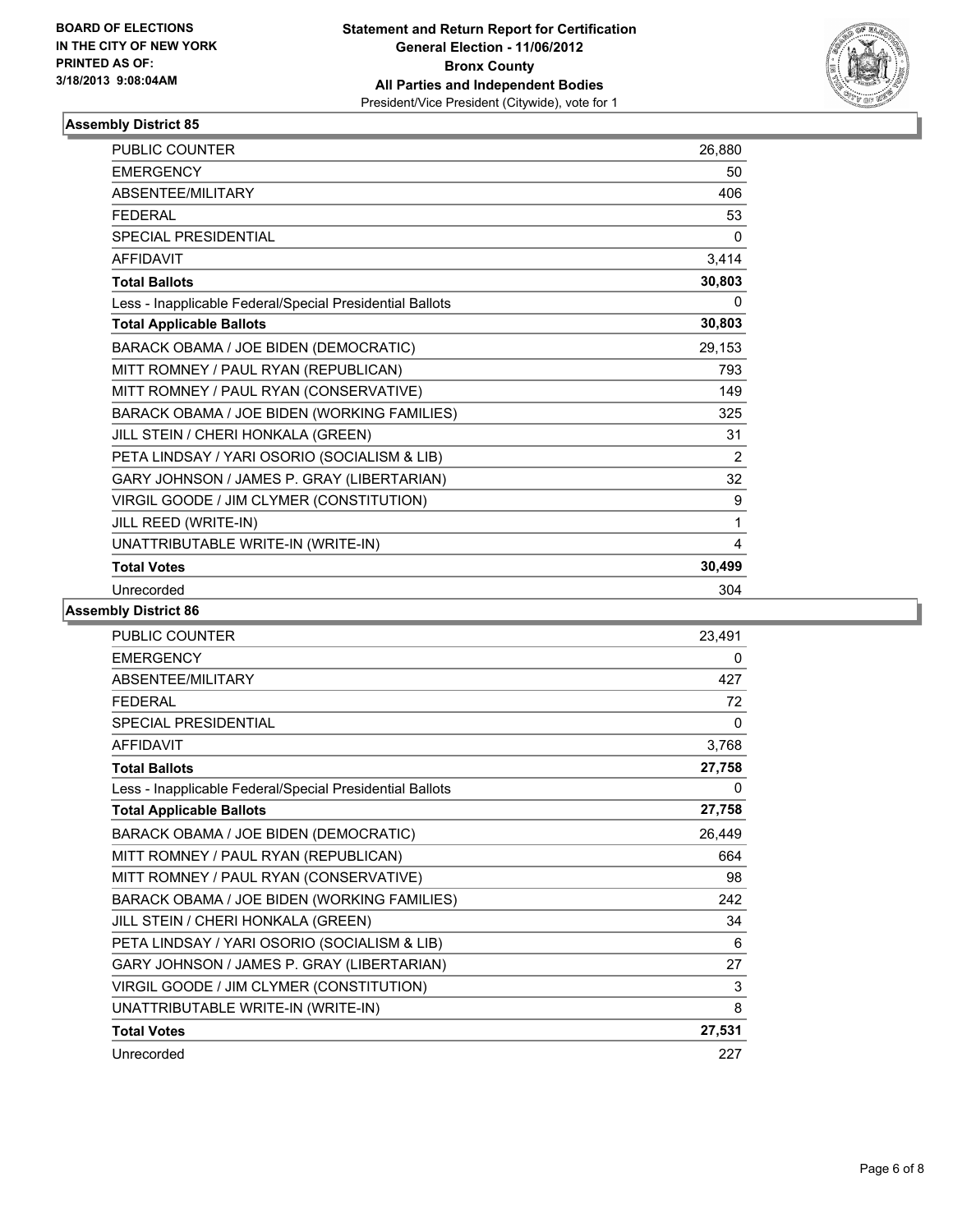BOARD OF ELECTIONS
IN THE CITY OF NEW YORK
PRINTED AS OF:
3/18/2013 9:08:04AM

**Statement and Return Report for Certification**
**General Election - 11/06/2012**
**Bronx County**
**All Parties and Independent Bodies**
President/Vice President (Citywide), vote for 1

### Assembly District 85

| | |
|---|---|
| PUBLIC COUNTER | 26,880 |
| EMERGENCY | 50 |
| ABSENTEE/MILITARY | 406 |
| FEDERAL | 53 |
| SPECIAL PRESIDENTIAL | 0 |
| AFFIDAVIT | 3,414 |
| **Total Ballots** | **30,803** |
| Less - Inapplicable Federal/Special Presidential Ballots | 0 |
| **Total Applicable Ballots** | **30,803** |
| BARACK OBAMA / JOE BIDEN (DEMOCRATIC) | 29,153 |
| MITT ROMNEY / PAUL RYAN (REPUBLICAN) | 793 |
| MITT ROMNEY / PAUL RYAN (CONSERVATIVE) | 149 |
| BARACK OBAMA / JOE BIDEN (WORKING FAMILIES) | 325 |
| JILL STEIN / CHERI HONKALA (GREEN) | 31 |
| PETA LINDSAY / YARI OSORIO (SOCIALISM & LIB) | 2 |
| GARY JOHNSON / JAMES P. GRAY (LIBERTARIAN) | 32 |
| VIRGIL GOODE / JIM CLYMER (CONSTITUTION) | 9 |
| JILL REED (WRITE-IN) | 1 |
| UNATTRIBUTABLE WRITE-IN (WRITE-IN) | 4 |
| **Total Votes** | **30,499** |
| Unrecorded | 304 |

### Assembly District 86

| | |
|---|---|
| PUBLIC COUNTER | 23,491 |
| EMERGENCY | 0 |
| ABSENTEE/MILITARY | 427 |
| FEDERAL | 72 |
| SPECIAL PRESIDENTIAL | 0 |
| AFFIDAVIT | 3,768 |
| **Total Ballots** | **27,758** |
| Less - Inapplicable Federal/Special Presidential Ballots | 0 |
| **Total Applicable Ballots** | **27,758** |
| BARACK OBAMA / JOE BIDEN (DEMOCRATIC) | 26,449 |
| MITT ROMNEY / PAUL RYAN (REPUBLICAN) | 664 |
| MITT ROMNEY / PAUL RYAN (CONSERVATIVE) | 98 |
| BARACK OBAMA / JOE BIDEN (WORKING FAMILIES) | 242 |
| JILL STEIN / CHERI HONKALA (GREEN) | 34 |
| PETA LINDSAY / YARI OSORIO (SOCIALISM & LIB) | 6 |
| GARY JOHNSON / JAMES P. GRAY (LIBERTARIAN) | 27 |
| VIRGIL GOODE / JIM CLYMER (CONSTITUTION) | 3 |
| UNATTRIBUTABLE WRITE-IN (WRITE-IN) | 8 |
| **Total Votes** | **27,531** |
| Unrecorded | 227 |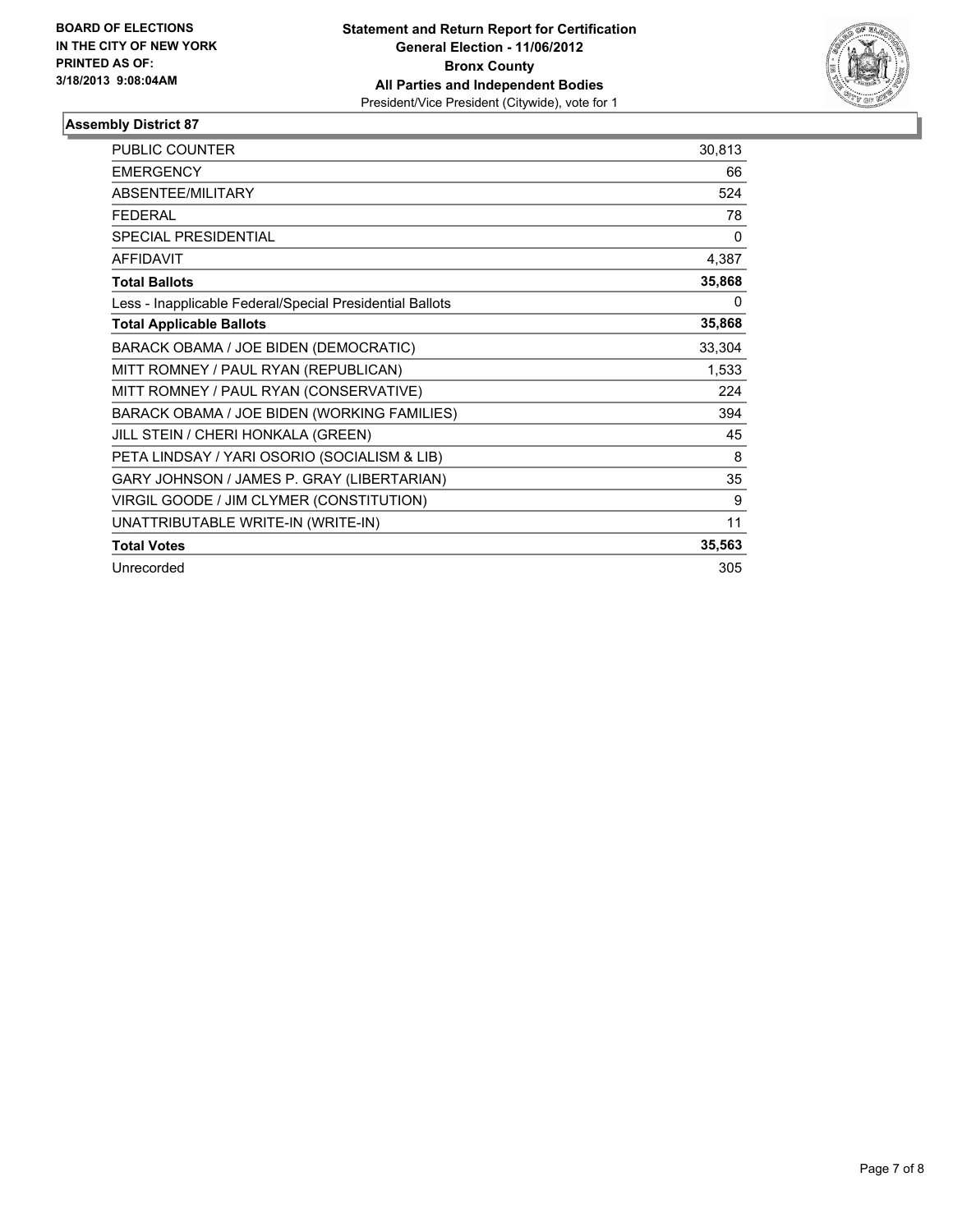**BOARD OF ELECTIONS IN THE CITY OF NEW YORK PRINTED AS OF: 3/18/2013 9:08:04AM**

**Statement and Return Report for Certification**
**General Election - 11/06/2012**
**Bronx County**
**All Parties and Independent Bodies**
President/Vice President (Citywide), vote for 1

## Assembly District 87

| | |
|---|---|
| PUBLIC COUNTER | 30,813 |
| EMERGENCY | 66 |
| ABSENTEE/MILITARY | 524 |
| FEDERAL | 78 |
| SPECIAL PRESIDENTIAL | 0 |
| AFFIDAVIT | 4,387 |
| **Total Ballots** | **35,868** |
| Less - Inapplicable Federal/Special Presidential Ballots | 0 |
| **Total Applicable Ballots** | **35,868** |
| BARACK OBAMA / JOE BIDEN (DEMOCRATIC) | 33,304 |
| MITT ROMNEY / PAUL RYAN (REPUBLICAN) | 1,533 |
| MITT ROMNEY / PAUL RYAN (CONSERVATIVE) | 224 |
| BARACK OBAMA / JOE BIDEN (WORKING FAMILIES) | 394 |
| JILL STEIN / CHERI HONKALA (GREEN) | 45 |
| PETA LINDSAY / YARI OSORIO (SOCIALISM & LIB) | 8 |
| GARY JOHNSON / JAMES P. GRAY (LIBERTARIAN) | 35 |
| VIRGIL GOODE / JIM CLYMER (CONSTITUTION) | 9 |
| UNATTRIBUTABLE WRITE-IN (WRITE-IN) | 11 |
| **Total Votes** | **35,563** |
| Unrecorded | 305 |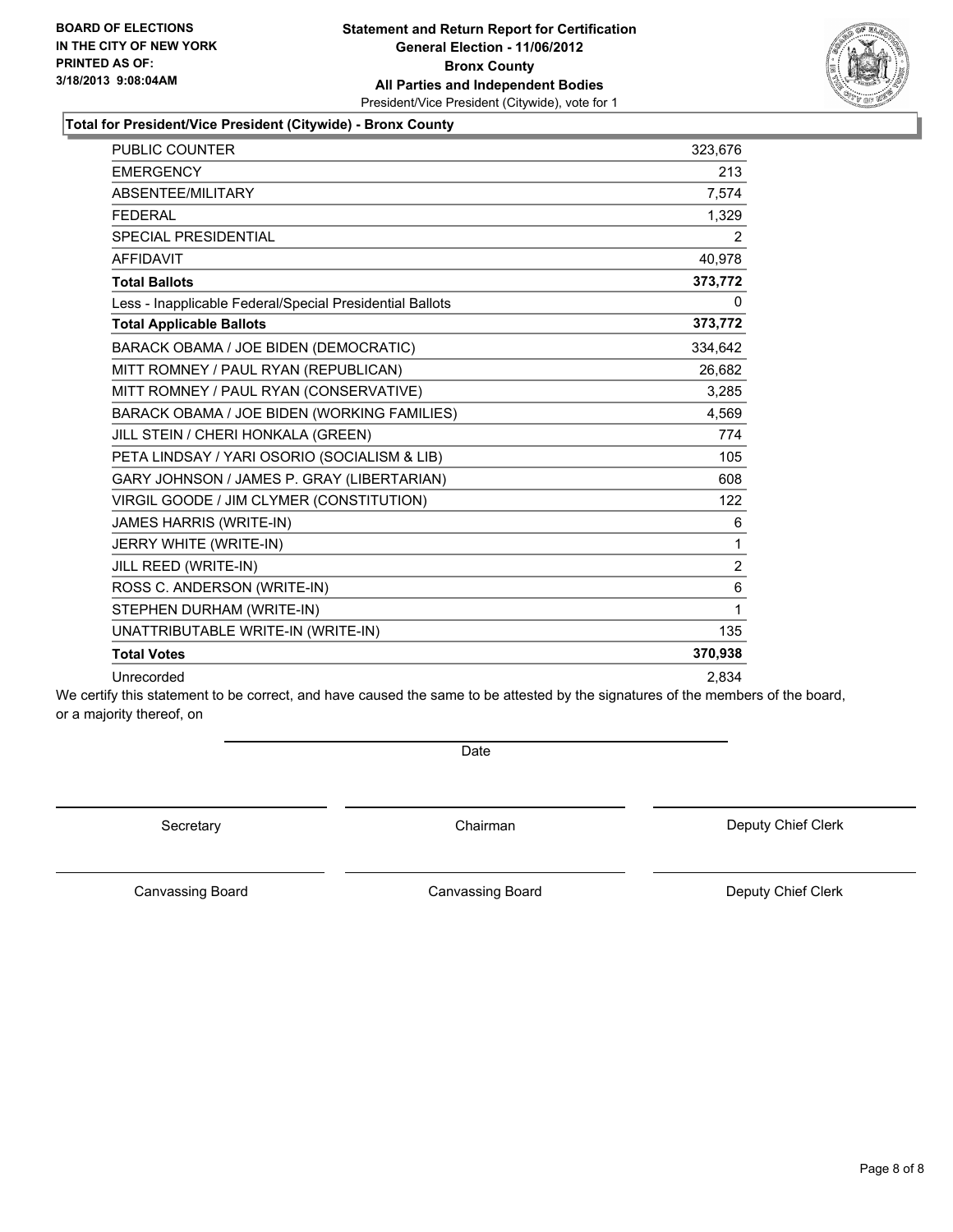**BOARD OF ELECTIONS IN THE CITY OF NEW YORK PRINTED AS OF: 3/18/2013 9:08:04AM**

**Statement and Return Report for Certification**
**General Election - 11/06/2012**
**Bronx County**
**All Parties and Independent Bodies**
President/Vice President (Citywide), vote for 1

**Total for President/Vice President (Citywide) - Bronx County**

| | |
|---|---|
| PUBLIC COUNTER | 323,676 |
| EMERGENCY | 213 |
| ABSENTEE/MILITARY | 7,574 |
| FEDERAL | 1,329 |
| SPECIAL PRESIDENTIAL | 2 |
| AFFIDAVIT | 40,978 |
| **Total Ballots** | **373,772** |
| Less - Inapplicable Federal/Special Presidential Ballots | 0 |
| **Total Applicable Ballots** | **373,772** |
| BARACK OBAMA / JOE BIDEN (DEMOCRATIC) | 334,642 |
| MITT ROMNEY / PAUL RYAN (REPUBLICAN) | 26,682 |
| MITT ROMNEY / PAUL RYAN (CONSERVATIVE) | 3,285 |
| BARACK OBAMA / JOE BIDEN (WORKING FAMILIES) | 4,569 |
| JILL STEIN / CHERI HONKALA (GREEN) | 774 |
| PETA LINDSAY / YARI OSORIO (SOCIALISM & LIB) | 105 |
| GARY JOHNSON / JAMES P. GRAY (LIBERTARIAN) | 608 |
| VIRGIL GOODE / JIM CLYMER (CONSTITUTION) | 122 |
| JAMES HARRIS (WRITE-IN) | 6 |
| JERRY WHITE (WRITE-IN) | 1 |
| JILL REED (WRITE-IN) | 2 |
| ROSS C. ANDERSON (WRITE-IN) | 6 |
| STEPHEN DURHAM (WRITE-IN) | 1 |
| UNATTRIBUTABLE WRITE-IN (WRITE-IN) | 135 |
| **Total Votes** | **370,938** |
| Unrecorded | 2,834 |

We certify this statement to be correct, and have caused the same to be attested by the signatures of the members of the board, or a majority thereof, on

Date

Secretary | Chairman | Deputy Chief Clerk

Canvassing Board | Canvassing Board | Deputy Chief Clerk